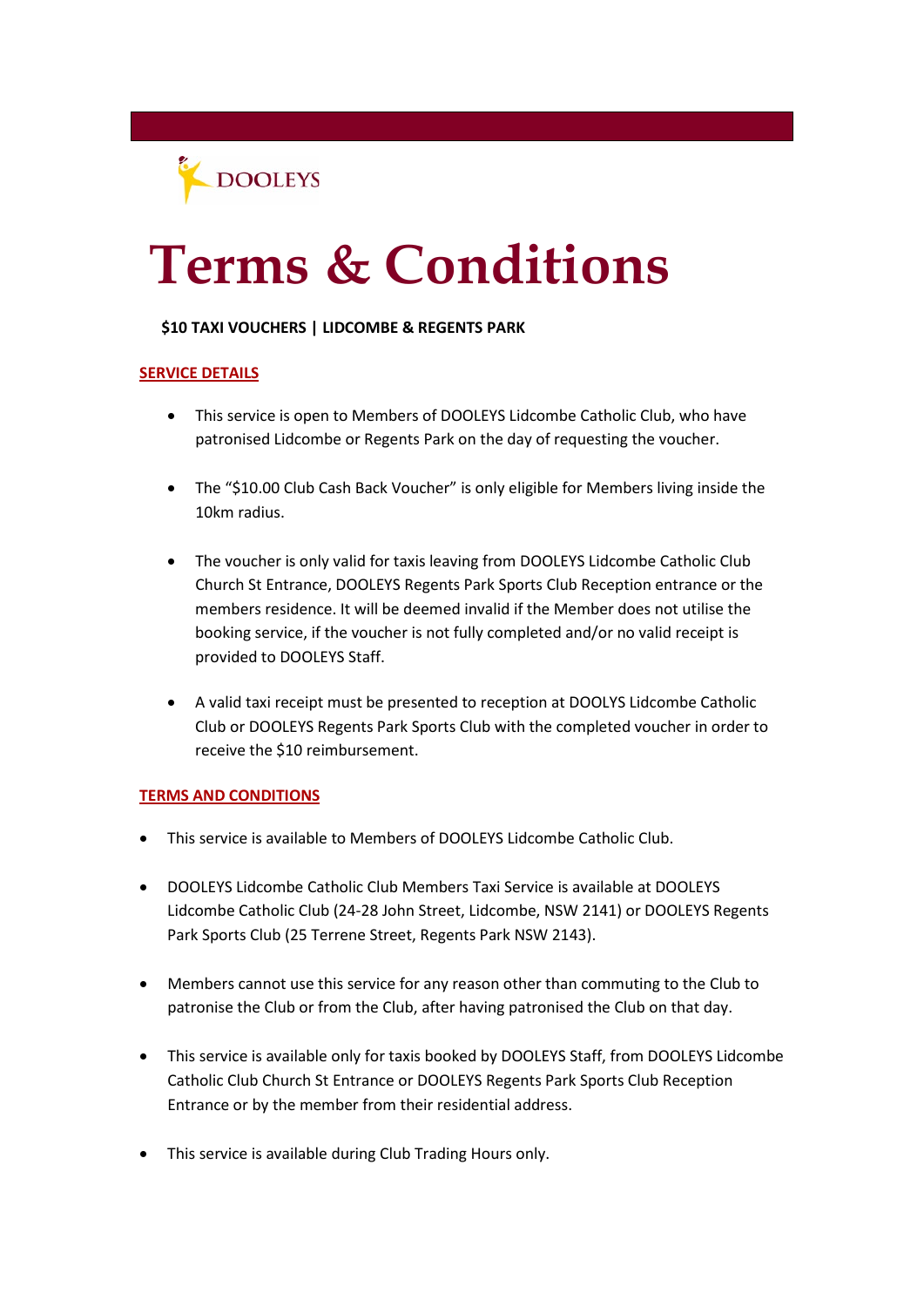DOOLEYS

# Terms & Conditions

**$10 TAXI VOUCHERS | LIDCOMBE & REGENTS PARK**

## SERVICE DETAILS

- This service is open to Members of DOOLEYS Lidcombe Catholic Club, who have patronised Lidcombe or Regents Park on the day of requesting the voucher.
- The "$10.00 Club Cash Back Voucher" is only eligible for Members living inside the 10km radius.
- The voucher is only valid for taxis leaving from DOOLEYS Lidcombe Catholic Club Church St Entrance, DOOLEYS Regents Park Sports Club Reception entrance or the members residence. It will be deemed invalid if the Member does not utilise the booking service, if the voucher is not fully completed and/or no valid receipt is provided to DOOLEYS Staff.
- A valid taxi receipt must be presented to reception at DOOLYS Lidcombe Catholic Club or DOOLEYS Regents Park Sports Club with the completed voucher in order to receive the $10 reimbursement.

## TERMS AND CONDITIONS

- This service is available to Members of DOOLEYS Lidcombe Catholic Club.
- DOOLEYS Lidcombe Catholic Club Members Taxi Service is available at DOOLEYS Lidcombe Catholic Club (24-28 John Street, Lidcombe, NSW 2141) or DOOLEYS Regents Park Sports Club (25 Terrene Street, Regents Park NSW 2143).
- Members cannot use this service for any reason other than commuting to the Club to patronise the Club or from the Club, after having patronised the Club on that day.
- This service is available only for taxis booked by DOOLEYS Staff, from DOOLEYS Lidcombe Catholic Club Church St Entrance or DOOLEYS Regents Park Sports Club Reception Entrance or by the member from their residential address.
- This service is available during Club Trading Hours only.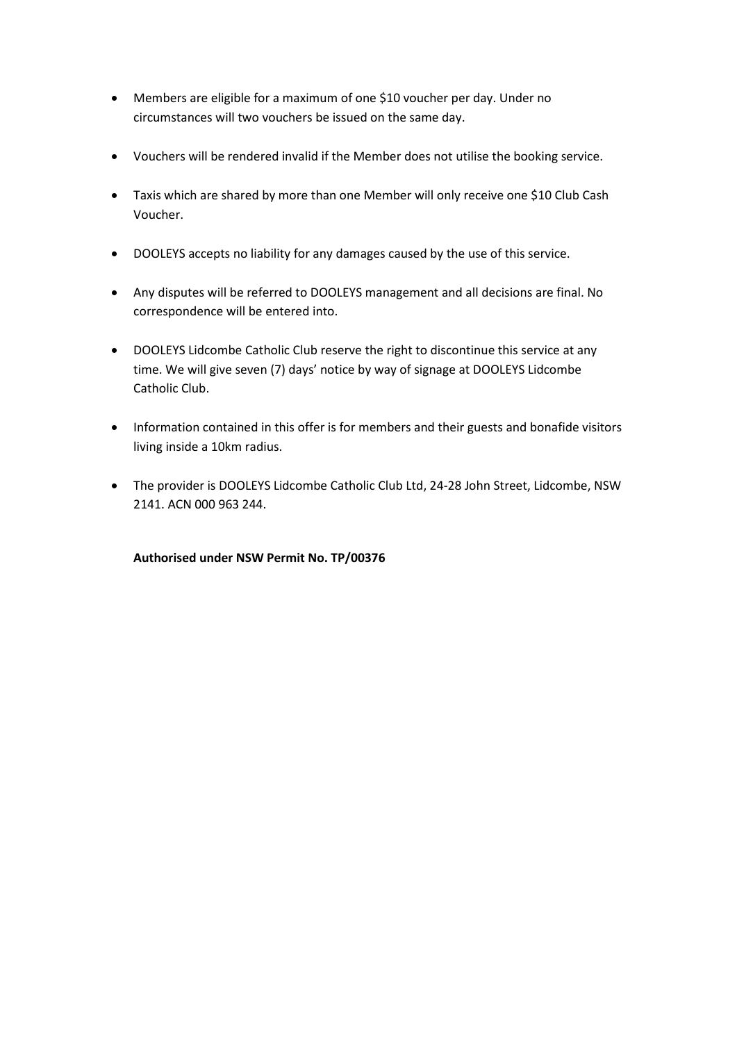- Members are eligible for a maximum of one $10 voucher per day. Under no circumstances will two vouchers be issued on the same day.
- Vouchers will be rendered invalid if the Member does not utilise the booking service.
- Taxis which are shared by more than one Member will only receive one $10 Club Cash Voucher.
- DOOLEYS accepts no liability for any damages caused by the use of this service.
- Any disputes will be referred to DOOLEYS management and all decisions are final. No correspondence will be entered into.
- DOOLEYS Lidcombe Catholic Club reserve the right to discontinue this service at any time. We will give seven (7) days' notice by way of signage at DOOLEYS Lidcombe Catholic Club.
- Information contained in this offer is for members and their guests and bonafide visitors living inside a 10km radius.
- The provider is DOOLEYS Lidcombe Catholic Club Ltd, 24-28 John Street, Lidcombe, NSW 2141. ACN 000 963 244.

**Authorised under NSW Permit No. TP/00376**